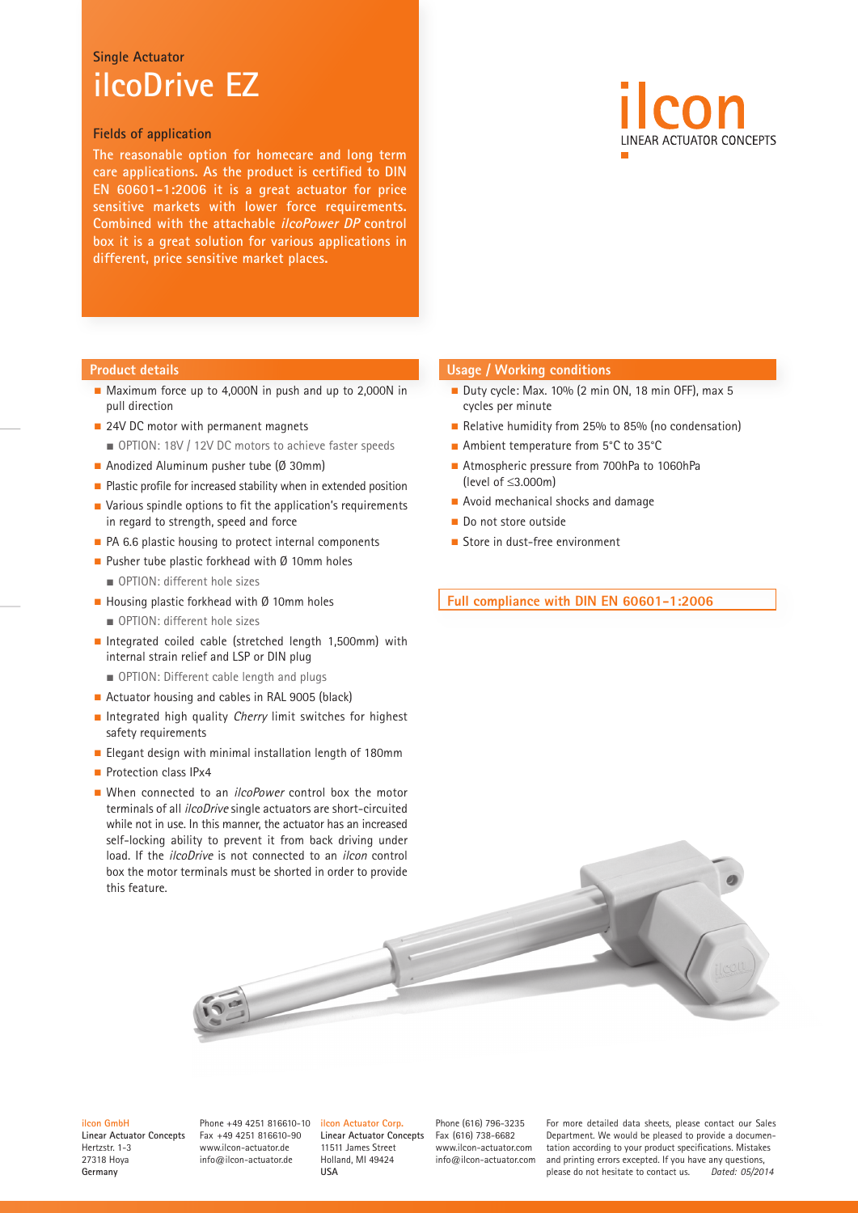Single Actuator

# ilcoDrive EZ

## Fields of application

**The reasonable option for homecare and long term care applications. As the product is certified to DIN EN 60601-1:2006 it is a great actuator for price sensitive markets with lower force requirements. Combined with the attachable *ilcoPower DP* control box it is a great solution for various applications in different, price sensitive market places.**

ilcon
LINEAR ACTUATOR CONCEPTS

## Product details

- Maximum force up to 4,000N in push and up to 2,000N in pull direction
- 24V DC motor with permanent magnets
  - OPTION: 18V / 12V DC motors to achieve faster speeds
- Anodized Aluminum pusher tube (Ø 30mm)
- Plastic profile for increased stability when in extended position
- Various spindle options to fit the application's requirements in regard to strength, speed and force
- PA 6.6 plastic housing to protect internal components
- Pusher tube plastic forkhead with Ø 10mm holes
  - OPTION: different hole sizes
- Housing plastic forkhead with Ø 10mm holes
  - OPTION: different hole sizes
- Integrated coiled cable (stretched length 1,500mm) with internal strain relief and LSP or DIN plug
  - OPTION: Different cable length and plugs
- Actuator housing and cables in RAL 9005 (black)
- Integrated high quality *Cherry* limit switches for highest safety requirements
- Elegant design with minimal installation length of 180mm
- Protection class IPx4
- When connected to an *ilcoPower* control box the motor terminals of all *ilcoDrive* single actuators are short-circuited while not in use. In this manner, the actuator has an increased self-locking ability to prevent it from back driving under load. If the *ilcoDrive* is not connected to an *ilcon* control box the motor terminals must be shorted in order to provide this feature.

## Usage / Working conditions

- Duty cycle: Max. 10% (2 min ON, 18 min OFF), max 5 cycles per minute
- Relative humidity from 25% to 85% (no condensation)
- Ambient temperature from 5°C to 35°C
- Atmospheric pressure from 700hPa to 1060hPa (level of ≤3.000m)
- Avoid mechanical shocks and damage
- Do not store outside
- Store in dust-free environment

**Full compliance with DIN EN 60601-1:2006**

**ilcon GmbH**
**Linear Actuator Concepts**
Hertzstr. 1-3
27318 Hoya
**Germany**

Phone +49 4251 816610-10
Fax +49 4251 816610-90
www.ilcon-actuator.de
info@ilcon-actuator.de

**ilcon Actuator Corp.**
**Linear Actuator Concepts**
11511 James Street
Holland, MI 49424
**USA**

Phone (616) 796-3235
Fax (616) 738-6682
www.ilcon-actuator.com
info@ilcon-actuator.com

For more detailed data sheets, please contact our Sales Department. We would be pleased to provide a documentation according to your product specifications. Mistakes and printing errors excepted. If you have any questions, please do not hesitate to contact us. *Dated: 05/2014*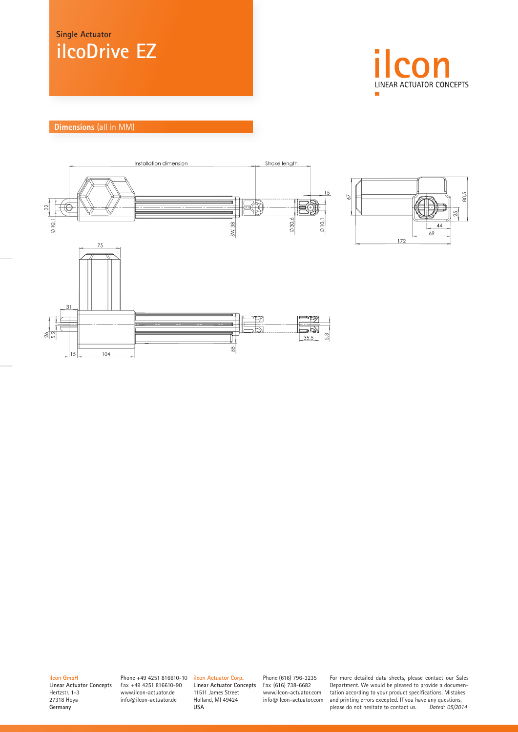Single Actuator

# ilcoDrive EZ

ilcon
LINEAR ACTUATOR CONCEPTS

## Dimensions (all in MM)

Installation dimension
Stroke length
15
32
Ø 10.1
SW 38
Ø 30.6
Ø 10.1
67
80.5
25
44
69
172
75
31
26
5.2
15
104
55
35.5
5.3

**ilcon GmbH**
**Linear Actuator Concepts**
Hertzstr. 1-3
27318 Hoya
**Germany**

Phone +49 4251 816610-10
Fax +49 4251 816610-90
www.ilcon-actuator.de
info@ilcon-actuator.de

**ilcon Actuator Corp.**
**Linear Actuator Concepts**
11511 James Street
Holland, MI 49424
**USA**

Phone (616) 796-3235
Fax (616) 738-6682
www.ilcon-actuator.com
info@ilcon-actuator.com

For more detailed data sheets, please contact our Sales Department. We would be pleased to provide a documentation according to your product specifications. Mistakes and printing errors excepted. If you have any questions, please do not hesitate to contact us. *Dated: 05/2014*